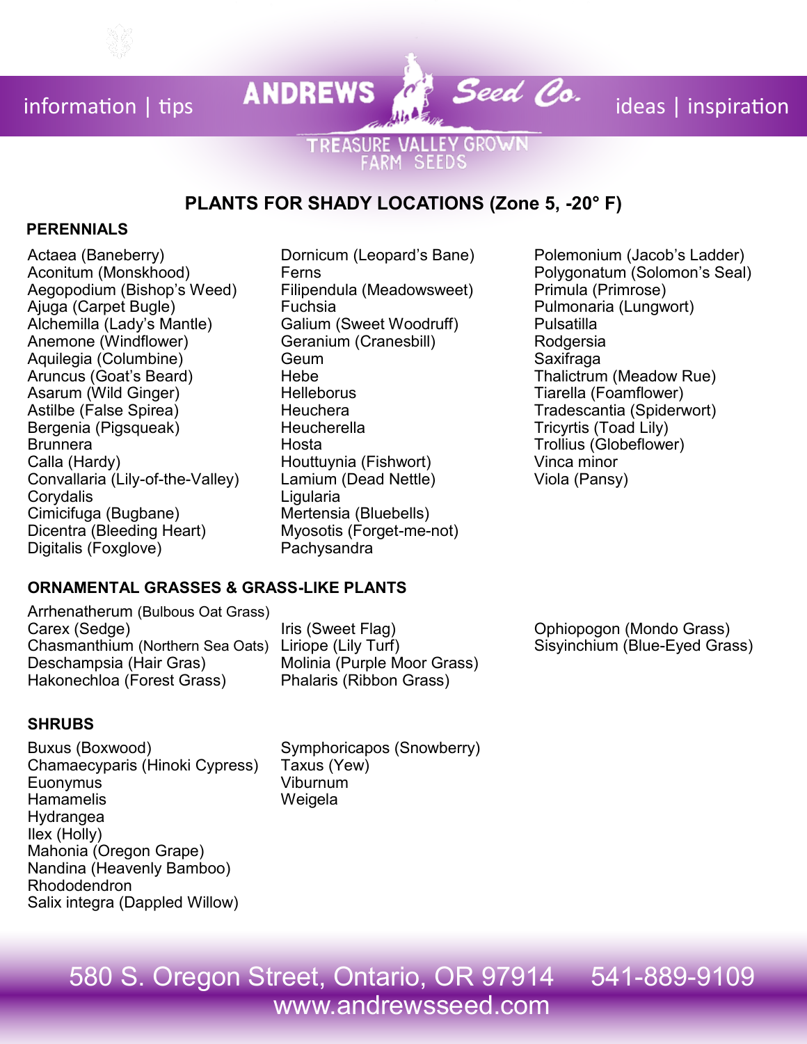information | tips **ANDREWS Seed Co.** ideas | inspiration

TREASURE VALLEY GROWN FARM SEEDS

## PLANTS FOR SHADY LOCATIONS (Zone 5, -20° F)

### PERENNIALS

Actaea (Baneberry)
Aconitum (Monskhood)
Aegopodium (Bishop's Weed)
Ajuga (Carpet Bugle)
Alchemilla (Lady's Mantle)
Anemone (Windflower)
Aquilegia (Columbine)
Aruncus (Goat's Beard)
Asarum (Wild Ginger)
Astilbe (False Spirea)
Bergenia (Pigsqueak)
Brunnera
Calla (Hardy)
Convallaria (Lily-of-the-Valley)
Corydalis
Cimicifuga (Bugbane)
Dicentra (Bleeding Heart)
Digitalis (Foxglove)
Dornicum (Leopard's Bane)
Ferns
Filipendula (Meadowsweet)
Fuchsia
Galium (Sweet Woodruff)
Geranium (Cranesbill)
Geum
Hebe
Helleborus
Heuchera
Heucherella
Hosta
Houttuynia (Fishwort)
Lamium (Dead Nettle)
Ligularia
Mertensia (Bluebells)
Myosotis (Forget-me-not)
Pachysandra
Polemonium (Jacob's Ladder)
Polygonatum (Solomon's Seal)
Primula (Primrose)
Pulmonaria (Lungwort)
Pulsatilla
Rodgersia
Saxifraga
Thalictrum (Meadow Rue)
Tiarella (Foamflower)
Tradescantia (Spiderwort)
Tricyrtis (Toad Lily)
Trollius (Globeflower)
Vinca minor
Viola (Pansy)

### ORNAMENTAL GRASSES & GRASS-LIKE PLANTS

Arrhenatherum (Bulbous Oat Grass)
Carex (Sedge)
Chasmanthium (Northern Sea Oats)
Deschampsia (Hair Gras)
Hakonechloa (Forest Grass)
Iris (Sweet Flag)
Liriope (Lily Turf)
Molinia (Purple Moor Grass)
Phalaris (Ribbon Grass)
Ophiopogon (Mondo Grass)
Sisyinchium (Blue-Eyed Grass)

### SHRUBS

Buxus (Boxwood)
Chamaecyparis (Hinoki Cypress)
Euonymus
Hamamelis
Hydrangea
Ilex (Holly)
Mahonia (Oregon Grape)
Nandina (Heavenly Bamboo)
Rhododendron
Salix integra (Dappled Willow)
Symphoricapos (Snowberry)
Taxus (Yew)
Viburnum
Weigela

580 S. Oregon Street, Ontario, OR 97914 541-889-9109
www.andrewsseed.com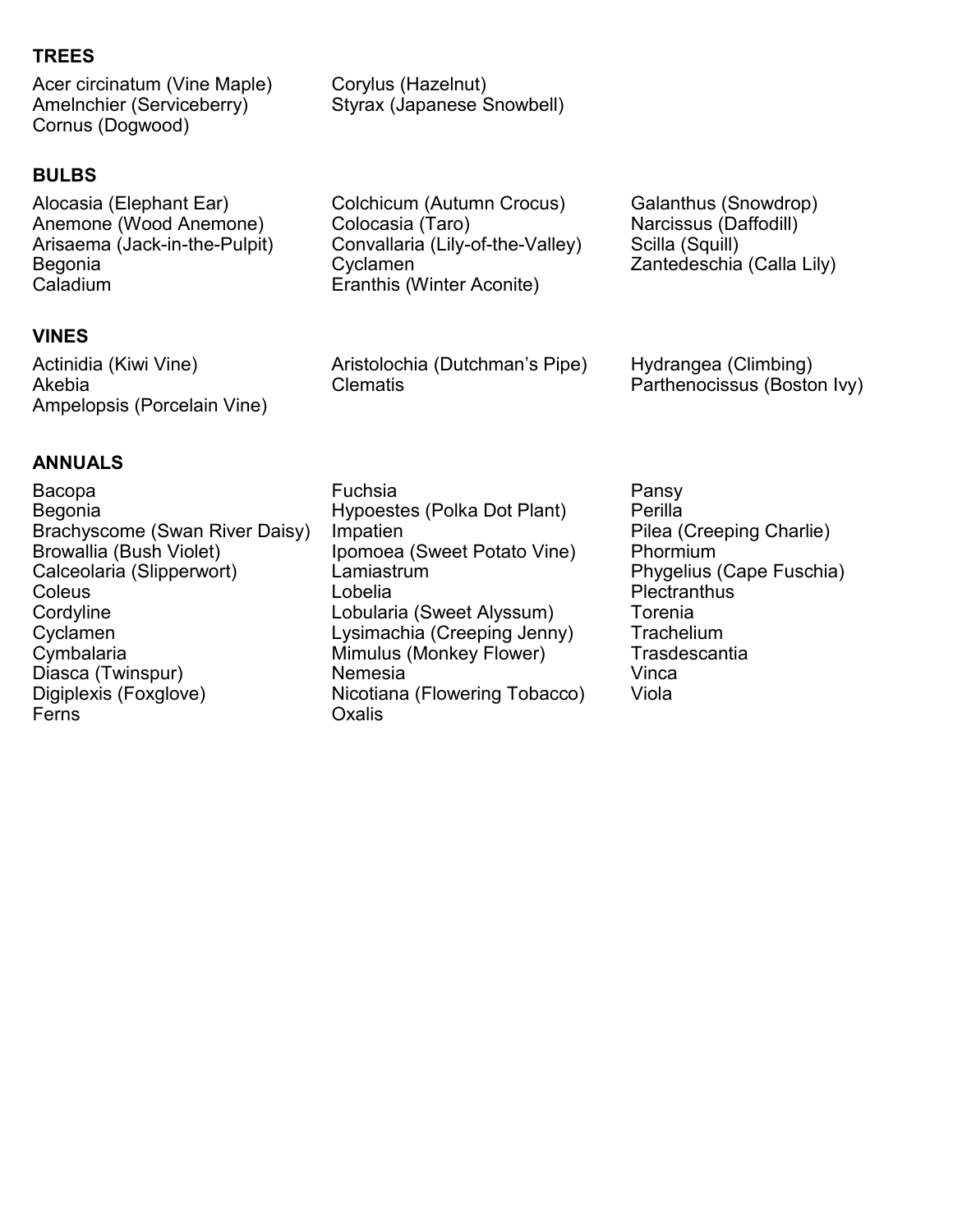## TREES

Acer circinatum (Vine Maple)
Amelnchier (Serviceberry)
Cornus (Dogwood)
Corylus (Hazelnut)
Styrax (Japanese Snowbell)

## BULBS

Alocasia (Elephant Ear)
Anemone (Wood Anemone)
Arisaema (Jack-in-the-Pulpit)
Begonia
Caladium
Colchicum (Autumn Crocus)
Colocasia (Taro)
Convallaria (Lily-of-the-Valley)
Cyclamen
Eranthis (Winter Aconite)
Galanthus (Snowdrop)
Narcissus (Daffodill)
Scilla (Squill)
Zantedeschia (Calla Lily)

## VINES

Actinidia (Kiwi Vine)
Akebia
Ampelopsis (Porcelain Vine)
Aristolochia (Dutchman's Pipe)
Clematis
Hydrangea (Climbing)
Parthenocissus (Boston Ivy)

## ANNUALS

Bacopa
Begonia
Brachyscome (Swan River Daisy)
Browallia (Bush Violet)
Calceolaria (Slipperwort)
Coleus
Cordyline
Cyclamen
Cymbalaria
Diasca (Twinspur)
Digiplexis (Foxglove)
Ferns
Fuchsia
Hypoestes (Polka Dot Plant)
Impatien
Ipomoea (Sweet Potato Vine)
Lamiastrum
Lobelia
Lobularia (Sweet Alyssum)
Lysimachia (Creeping Jenny)
Mimulus (Monkey Flower)
Nemesia
Nicotiana (Flowering Tobacco)
Oxalis
Pansy
Perilla
Pilea (Creeping Charlie)
Phormium
Phygelius (Cape Fuschia)
Plectranthus
Torenia
Trachelium
Trasdescantia
Vinca
Viola